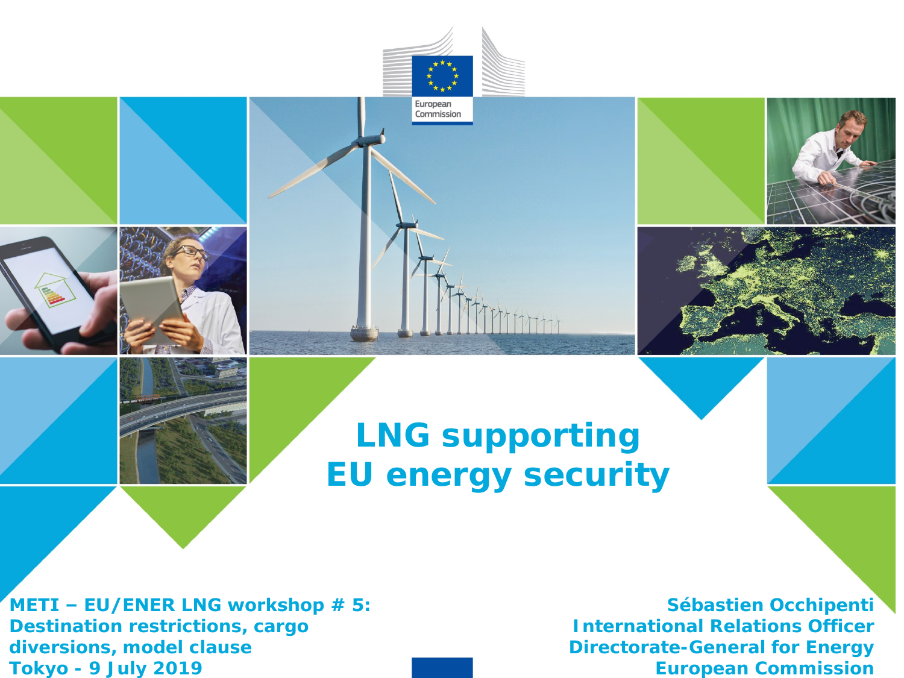European Commission

# LNG supporting EU energy security

**METI – EU/ENER LNG workshop # 5: Destination restrictions, cargo diversions, model clause**
**Tokyo - 9 July 2019**

**Sébastien Occhipenti**
**International Relations Officer**
**Directorate-General for Energy**
**European Commission**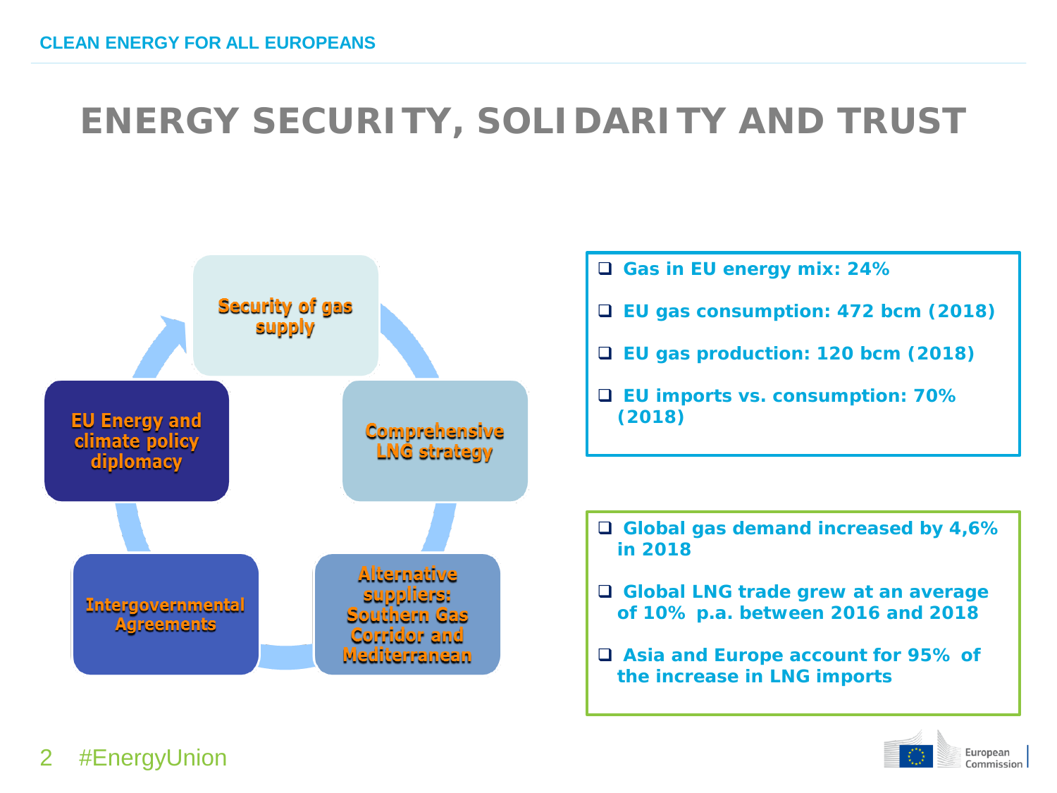# ENERGY SECURITY, SOLIDARITY AND TRUST

- Security of gas supply
- Comprehensive LNG strategy
- Alternative suppliers: Southern Gas Corridor and Mediterranean
- Intergovernmental Agreements
- EU Energy and climate policy diplomacy

- **Gas in EU energy mix: 24%**
- **EU gas consumption: 472 bcm (2018)**
- **EU gas production: 120 bcm (2018)**
- **EU imports vs. consumption: 70% (2018)**

- **Global gas demand increased by 4,6% in 2018**
- **Global LNG trade grew at an average of 10% p.a. between 2016 and 2018**
- **Asia and Europe account for 95% of the increase in LNG imports**

#EnergyUnion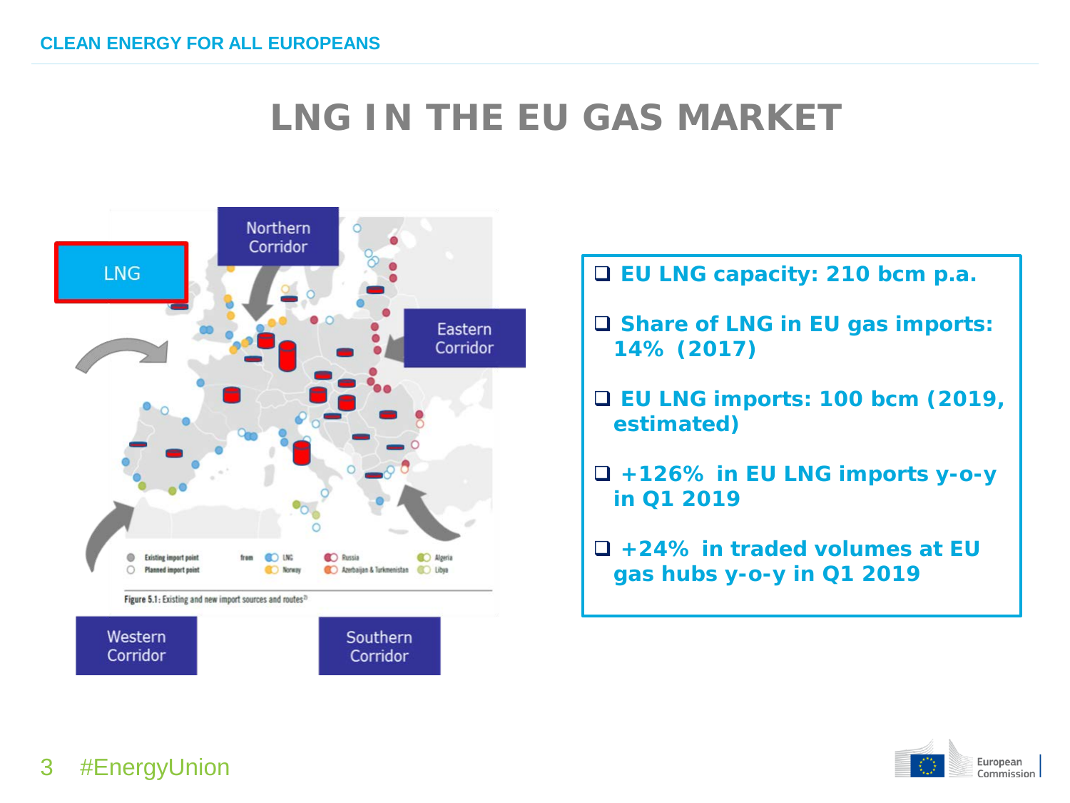# LNG IN THE EU GAS MARKET

LNG

Northern Corridor

Eastern Corridor

Western Corridor

Southern Corridor

Figure 5.1: Existing and new import sources and routes

- EU LNG capacity: 210 bcm p.a.
- Share of LNG in EU gas imports: 14% (2017)
- EU LNG imports: 100 bcm (2019, estimated)
- +126% in EU LNG imports y-o-y in Q1 2019
- +24% in traded volumes at EU gas hubs y-o-y in Q1 2019

#EnergyUnion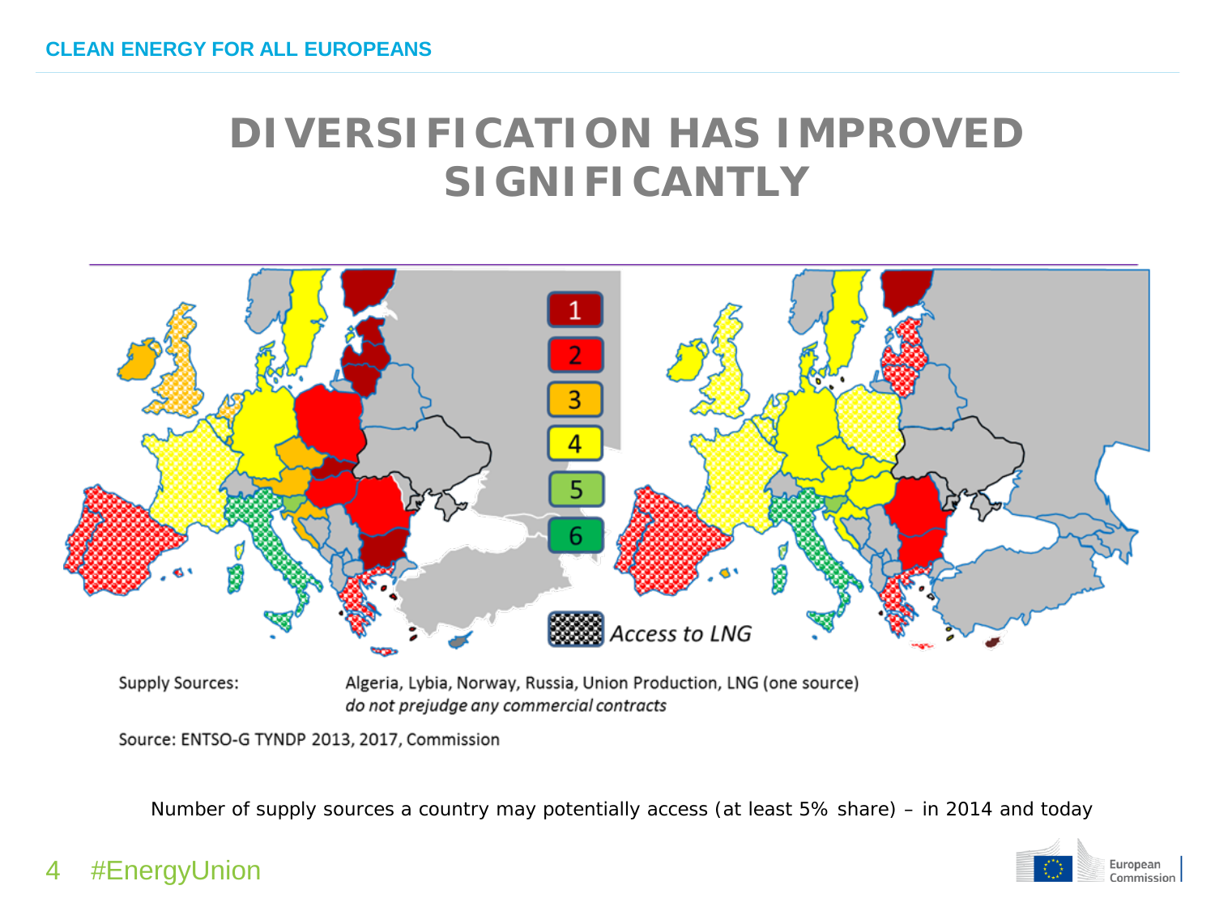# DIVERSIFICATION HAS IMPROVED SIGNIFICANTLY

1
2
3
4
5
6

Access to LNG

Supply Sources: Algeria, Lybia, Norway, Russia, Union Production, LNG (one source)
*do not prejudge any commercial contracts*

Source: ENTSO-G TYNDP 2013, 2017, Commission

Number of supply sources a country may potentially access (at least 5% share) – in 2014 and today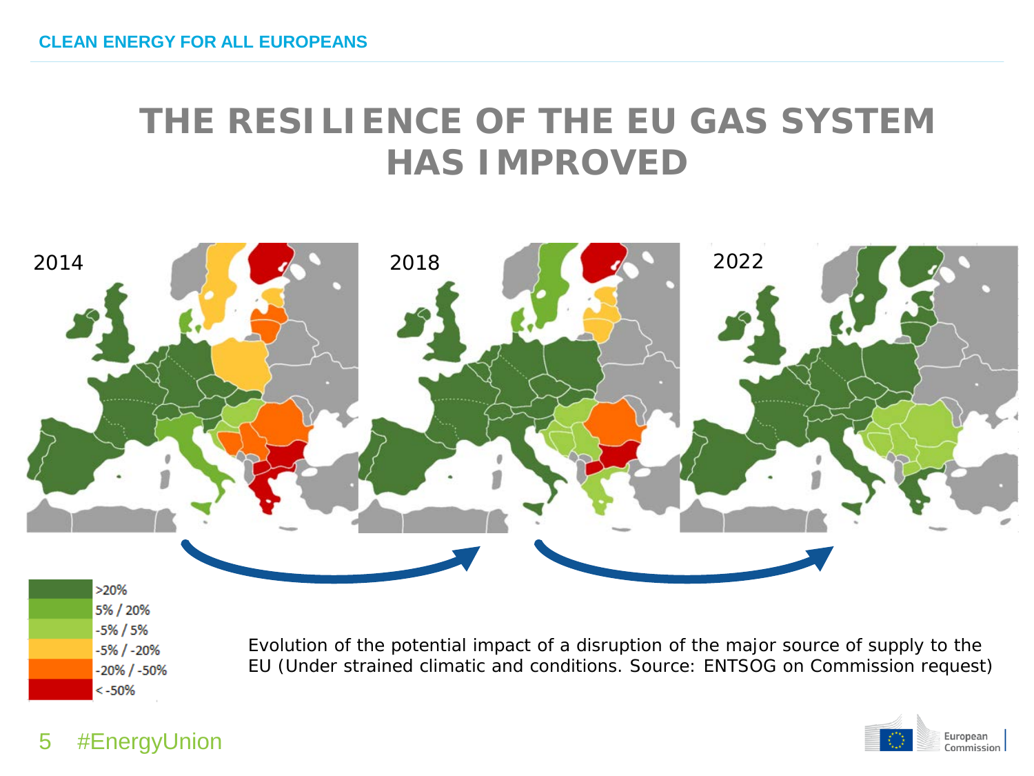# THE RESILIENCE OF THE EU GAS SYSTEM HAS IMPROVED

2014

2018

2022

| Legend |
| --- |
| >20% |
| 5% / 20% |
| -5% / 5% |
| -5% / -20% |
| -20% / -50% |
| < -50% |

Evolution of the potential impact of a disruption of the major source of supply to the EU (Under strained climatic and conditions. Source: ENTSOG on Commission request)

#EnergyUnion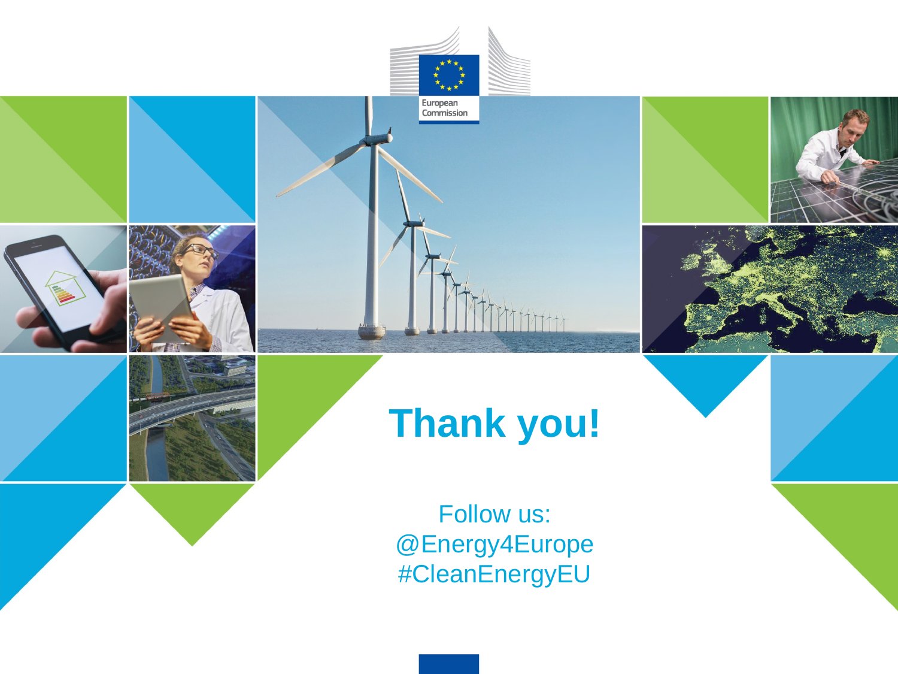# Thank you!

Follow us:
@Energy4Europe
#CleanEnergyEU